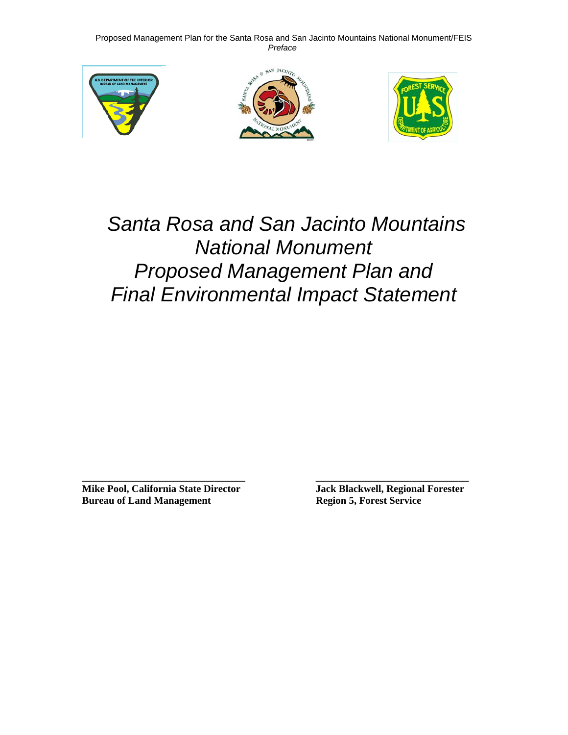# Santa Rosa and San Jacinto Mountains National Monument Proposed Management Plan and Final Environmental Impact Statement

______________________________

**Mike Pool, California State Director**
**Bureau of Land Management**

______________________________

**Jack Blackwell, Regional Forester**
**Region 5, Forest Service**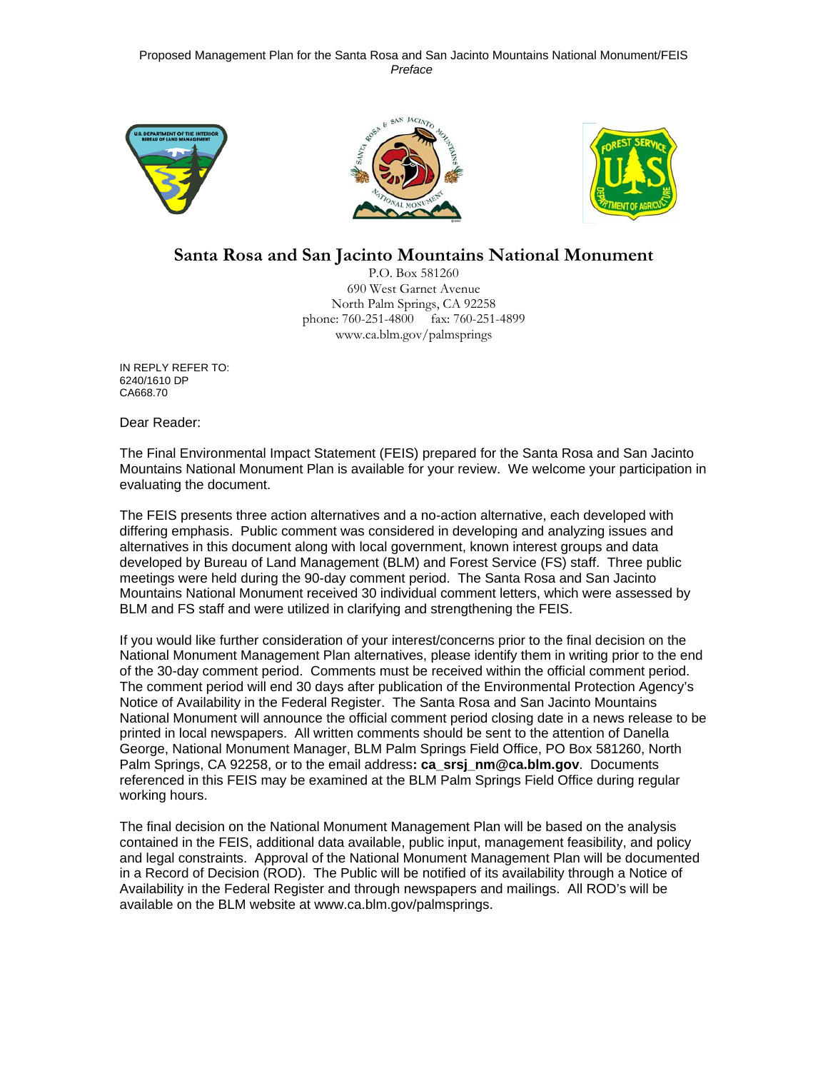# Santa Rosa and San Jacinto Mountains National Monument

P.O. Box 581260
690 West Garnet Avenue
North Palm Springs, CA 92258
phone: 760-251-4800 fax: 760-251-4899
www.ca.blm.gov/palmsprings

IN REPLY REFER TO:
6240/1610 DP
CA668.70

Dear Reader:

The Final Environmental Impact Statement (FEIS) prepared for the Santa Rosa and San Jacinto Mountains National Monument Plan is available for your review. We welcome your participation in evaluating the document.

The FEIS presents three action alternatives and a no-action alternative, each developed with differing emphasis. Public comment was considered in developing and analyzing issues and alternatives in this document along with local government, known interest groups and data developed by Bureau of Land Management (BLM) and Forest Service (FS) staff. Three public meetings were held during the 90-day comment period. The Santa Rosa and San Jacinto Mountains National Monument received 30 individual comment letters, which were assessed by BLM and FS staff and were utilized in clarifying and strengthening the FEIS.

If you would like further consideration of your interest/concerns prior to the final decision on the National Monument Management Plan alternatives, please identify them in writing prior to the end of the 30-day comment period. Comments must be received within the official comment period. The comment period will end 30 days after publication of the Environmental Protection Agency's Notice of Availability in the Federal Register. The Santa Rosa and San Jacinto Mountains National Monument will announce the official comment period closing date in a news release to be printed in local newspapers. All written comments should be sent to the attention of Danella George, National Monument Manager, BLM Palm Springs Field Office, PO Box 581260, North Palm Springs, CA 92258, or to the email address**: ca_srsj_nm@ca.blm.gov**. Documents referenced in this FEIS may be examined at the BLM Palm Springs Field Office during regular working hours.

The final decision on the National Monument Management Plan will be based on the analysis contained in the FEIS, additional data available, public input, management feasibility, and policy and legal constraints. Approval of the National Monument Management Plan will be documented in a Record of Decision (ROD). The Public will be notified of its availability through a Notice of Availability in the Federal Register and through newspapers and mailings. All ROD's will be available on the BLM website at www.ca.blm.gov/palmsprings.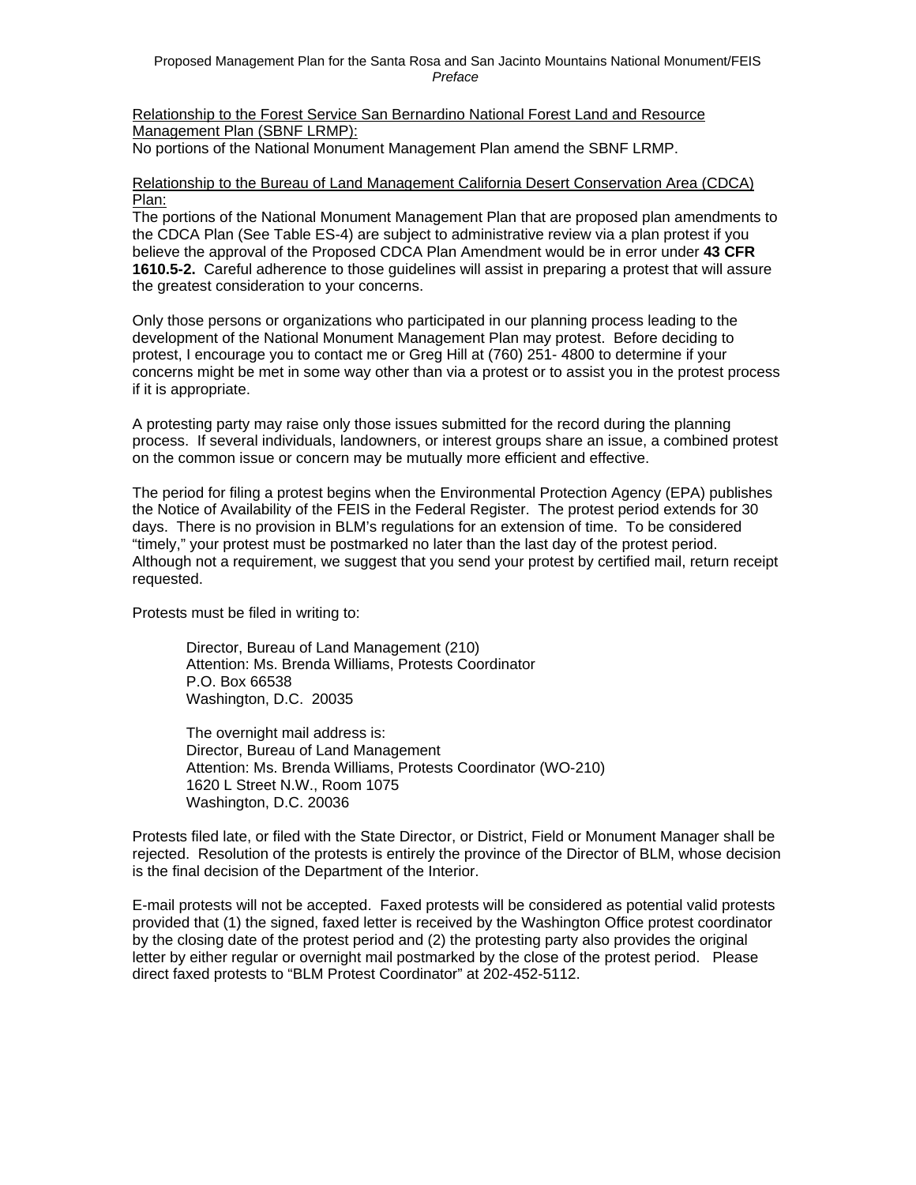Relationship to the Forest Service San Bernardino National Forest Land and Resource Management Plan (SBNF LRMP):

No portions of the National Monument Management Plan amend the SBNF LRMP.

Relationship to the Bureau of Land Management California Desert Conservation Area (CDCA) Plan:

The portions of the National Monument Management Plan that are proposed plan amendments to the CDCA Plan (See Table ES-4) are subject to administrative review via a plan protest if you believe the approval of the Proposed CDCA Plan Amendment would be in error under **43 CFR 1610.5-2.** Careful adherence to those guidelines will assist in preparing a protest that will assure the greatest consideration to your concerns.

Only those persons or organizations who participated in our planning process leading to the development of the National Monument Management Plan may protest. Before deciding to protest, I encourage you to contact me or Greg Hill at (760) 251- 4800 to determine if your concerns might be met in some way other than via a protest or to assist you in the protest process if it is appropriate.

A protesting party may raise only those issues submitted for the record during the planning process. If several individuals, landowners, or interest groups share an issue, a combined protest on the common issue or concern may be mutually more efficient and effective.

The period for filing a protest begins when the Environmental Protection Agency (EPA) publishes the Notice of Availability of the FEIS in the Federal Register. The protest period extends for 30 days. There is no provision in BLM's regulations for an extension of time. To be considered "timely," your protest must be postmarked no later than the last day of the protest period. Although not a requirement, we suggest that you send your protest by certified mail, return receipt requested.

Protests must be filed in writing to:

> Director, Bureau of Land Management (210)
> Attention: Ms. Brenda Williams, Protests Coordinator
> P.O. Box 66538
> Washington, D.C. 20035
>
> The overnight mail address is:
> Director, Bureau of Land Management
> Attention: Ms. Brenda Williams, Protests Coordinator (WO-210)
> 1620 L Street N.W., Room 1075
> Washington, D.C. 20036

Protests filed late, or filed with the State Director, or District, Field or Monument Manager shall be rejected. Resolution of the protests is entirely the province of the Director of BLM, whose decision is the final decision of the Department of the Interior.

E-mail protests will not be accepted. Faxed protests will be considered as potential valid protests provided that (1) the signed, faxed letter is received by the Washington Office protest coordinator by the closing date of the protest period and (2) the protesting party also provides the original letter by either regular or overnight mail postmarked by the close of the protest period. Please direct faxed protests to "BLM Protest Coordinator" at 202-452-5112.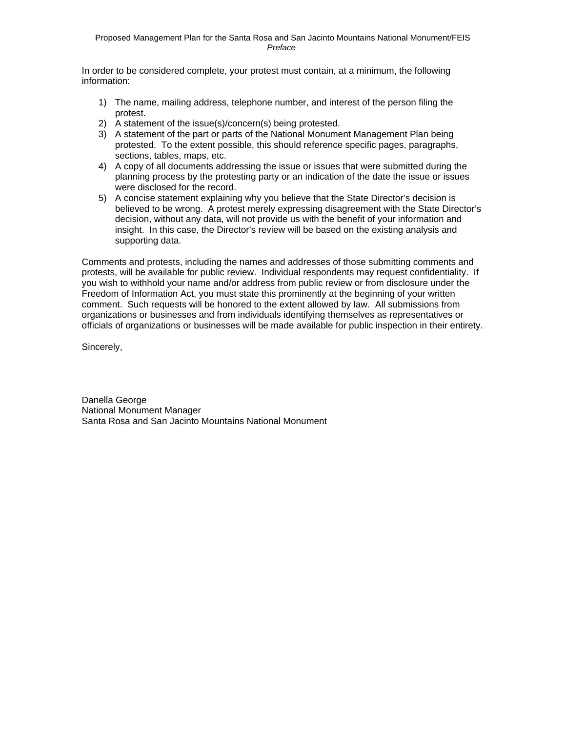In order to be considered complete, your protest must contain, at a minimum, the following information:

1) The name, mailing address, telephone number, and interest of the person filing the protest.
2) A statement of the issue(s)/concern(s) being protested.
3) A statement of the part or parts of the National Monument Management Plan being protested. To the extent possible, this should reference specific pages, paragraphs, sections, tables, maps, etc.
4) A copy of all documents addressing the issue or issues that were submitted during the planning process by the protesting party or an indication of the date the issue or issues were disclosed for the record.
5) A concise statement explaining why you believe that the State Director's decision is believed to be wrong. A protest merely expressing disagreement with the State Director's decision, without any data, will not provide us with the benefit of your information and insight. In this case, the Director's review will be based on the existing analysis and supporting data.

Comments and protests, including the names and addresses of those submitting comments and protests, will be available for public review. Individual respondents may request confidentiality. If you wish to withhold your name and/or address from public review or from disclosure under the Freedom of Information Act, you must state this prominently at the beginning of your written comment. Such requests will be honored to the extent allowed by law. All submissions from organizations or businesses and from individuals identifying themselves as representatives or officials of organizations or businesses will be made available for public inspection in their entirety.

Sincerely,

Danella George  
National Monument Manager  
Santa Rosa and San Jacinto Mountains National Monument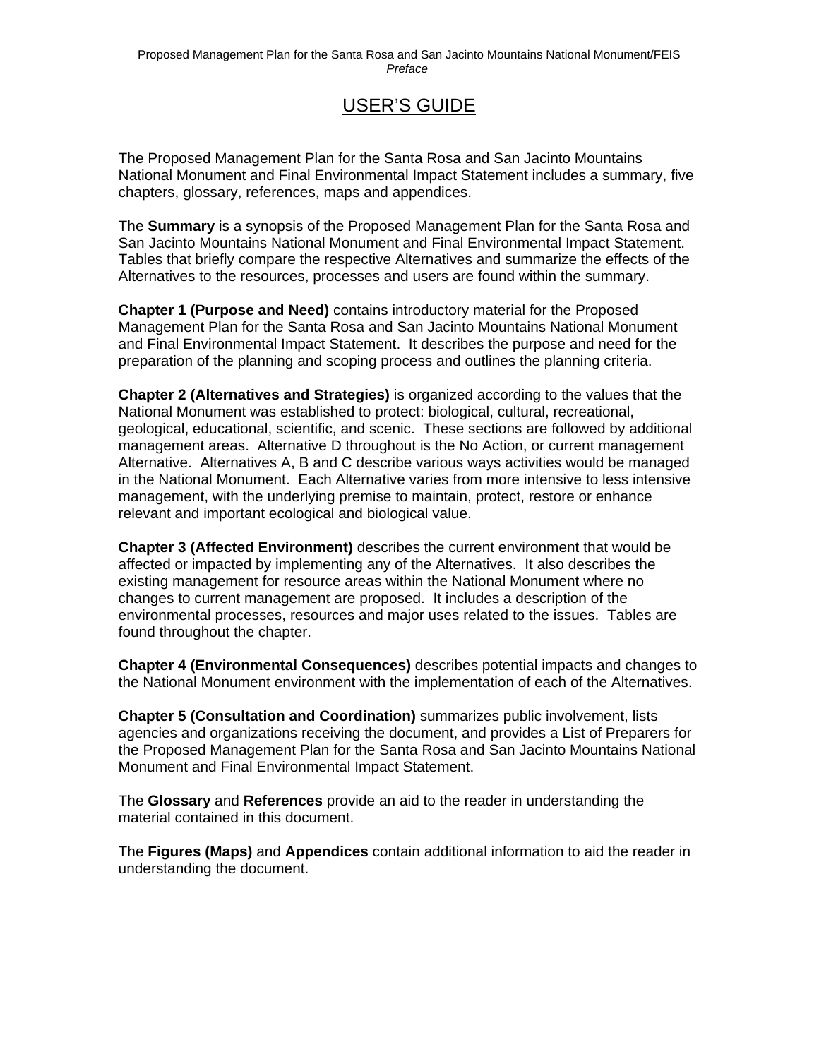# USER'S GUIDE

The Proposed Management Plan for the Santa Rosa and San Jacinto Mountains National Monument and Final Environmental Impact Statement includes a summary, five chapters, glossary, references, maps and appendices.

The **Summary** is a synopsis of the Proposed Management Plan for the Santa Rosa and San Jacinto Mountains National Monument and Final Environmental Impact Statement. Tables that briefly compare the respective Alternatives and summarize the effects of the Alternatives to the resources, processes and users are found within the summary.

**Chapter 1 (Purpose and Need)** contains introductory material for the Proposed Management Plan for the Santa Rosa and San Jacinto Mountains National Monument and Final Environmental Impact Statement. It describes the purpose and need for the preparation of the planning and scoping process and outlines the planning criteria.

**Chapter 2 (Alternatives and Strategies)** is organized according to the values that the National Monument was established to protect: biological, cultural, recreational, geological, educational, scientific, and scenic. These sections are followed by additional management areas. Alternative D throughout is the No Action, or current management Alternative. Alternatives A, B and C describe various ways activities would be managed in the National Monument. Each Alternative varies from more intensive to less intensive management, with the underlying premise to maintain, protect, restore or enhance relevant and important ecological and biological value.

**Chapter 3 (Affected Environment)** describes the current environment that would be affected or impacted by implementing any of the Alternatives. It also describes the existing management for resource areas within the National Monument where no changes to current management are proposed. It includes a description of the environmental processes, resources and major uses related to the issues. Tables are found throughout the chapter.

**Chapter 4 (Environmental Consequences)** describes potential impacts and changes to the National Monument environment with the implementation of each of the Alternatives.

**Chapter 5 (Consultation and Coordination)** summarizes public involvement, lists agencies and organizations receiving the document, and provides a List of Preparers for the Proposed Management Plan for the Santa Rosa and San Jacinto Mountains National Monument and Final Environmental Impact Statement.

The **Glossary** and **References** provide an aid to the reader in understanding the material contained in this document.

The **Figures (Maps)** and **Appendices** contain additional information to aid the reader in understanding the document.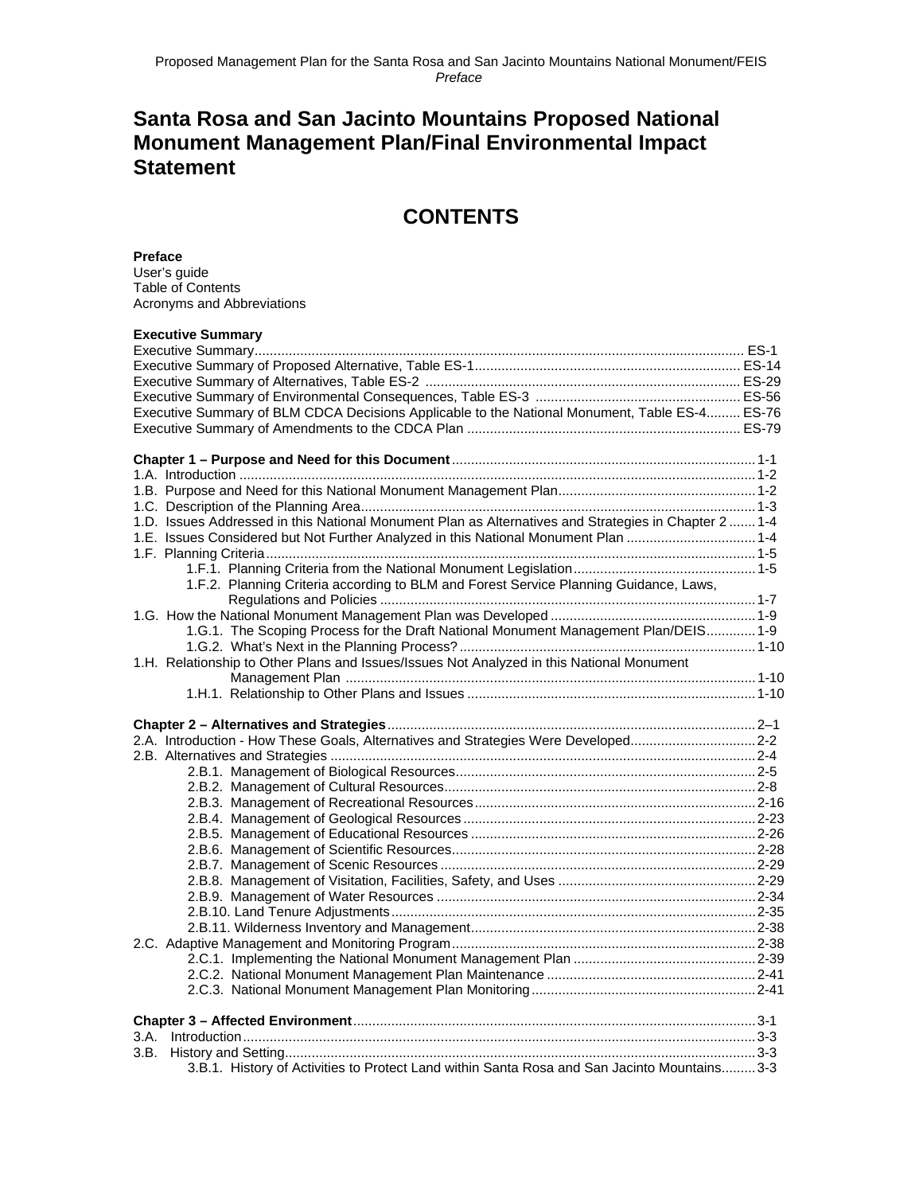# Santa Rosa and San Jacinto Mountains Proposed National Monument Management Plan/Final Environmental Impact Statement

## CONTENTS

**Preface**
User's guide
Table of Contents
Acronyms and Abbreviations

**Executive Summary**
Executive Summary ........ ES-1
Executive Summary of Proposed Alternative, Table ES-1 ........ ES-14
Executive Summary of Alternatives, Table ES-2 ........ ES-29
Executive Summary of Environmental Consequences, Table ES-3 ........ ES-56
Executive Summary of BLM CDCA Decisions Applicable to the National Monument, Table ES-4 ........ ES-76
Executive Summary of Amendments to the CDCA Plan ........ ES-79

**Chapter 1 – Purpose and Need for this Document** ........ 1-1
1.A. Introduction ........ 1-2
1.B. Purpose and Need for this National Monument Management Plan ........ 1-2
1.C. Description of the Planning Area ........ 1-3
1.D. Issues Addressed in this National Monument Plan as Alternatives and Strategies in Chapter 2 ........ 1-4
1.E. Issues Considered but Not Further Analyzed in this National Monument Plan ........ 1-4
1.F. Planning Criteria ........ 1-5
1.F.1. Planning Criteria from the National Monument Legislation ........ 1-5
1.F.2. Planning Criteria according to BLM and Forest Service Planning Guidance, Laws, Regulations and Policies ........ 1-7
1.G. How the National Monument Management Plan was Developed ........ 1-9
1.G.1. The Scoping Process for the Draft National Monument Management Plan/DEIS ........ 1-9
1.G.2. What's Next in the Planning Process? ........ 1-10
1.H. Relationship to Other Plans and Issues/Issues Not Analyzed in this National Monument Management Plan ........ 1-10
1.H.1. Relationship to Other Plans and Issues ........ 1-10

**Chapter 2 – Alternatives and Strategies** ........ 2–1
2.A. Introduction - How These Goals, Alternatives and Strategies Were Developed ........ 2-2
2.B. Alternatives and Strategies ........ 2-4
2.B.1. Management of Biological Resources ........ 2-5
2.B.2. Management of Cultural Resources ........ 2-8
2.B.3. Management of Recreational Resources ........ 2-16
2.B.4. Management of Geological Resources ........ 2-23
2.B.5. Management of Educational Resources ........ 2-26
2.B.6. Management of Scientific Resources ........ 2-28
2.B.7. Management of Scenic Resources ........ 2-29
2.B.8. Management of Visitation, Facilities, Safety, and Uses ........ 2-29
2.B.9. Management of Water Resources ........ 2-34
2.B.10. Land Tenure Adjustments ........ 2-35
2.B.11. Wilderness Inventory and Management ........ 2-38
2.C. Adaptive Management and Monitoring Program ........ 2-38
2.C.1. Implementing the National Monument Management Plan ........ 2-39
2.C.2. National Monument Management Plan Maintenance ........ 2-41
2.C.3. National Monument Management Plan Monitoring ........ 2-41

**Chapter 3 – Affected Environment** ........ 3-1
3.A. Introduction ........ 3-3
3.B. History and Setting ........ 3-3
3.B.1. History of Activities to Protect Land within Santa Rosa and San Jacinto Mountains ........ 3-3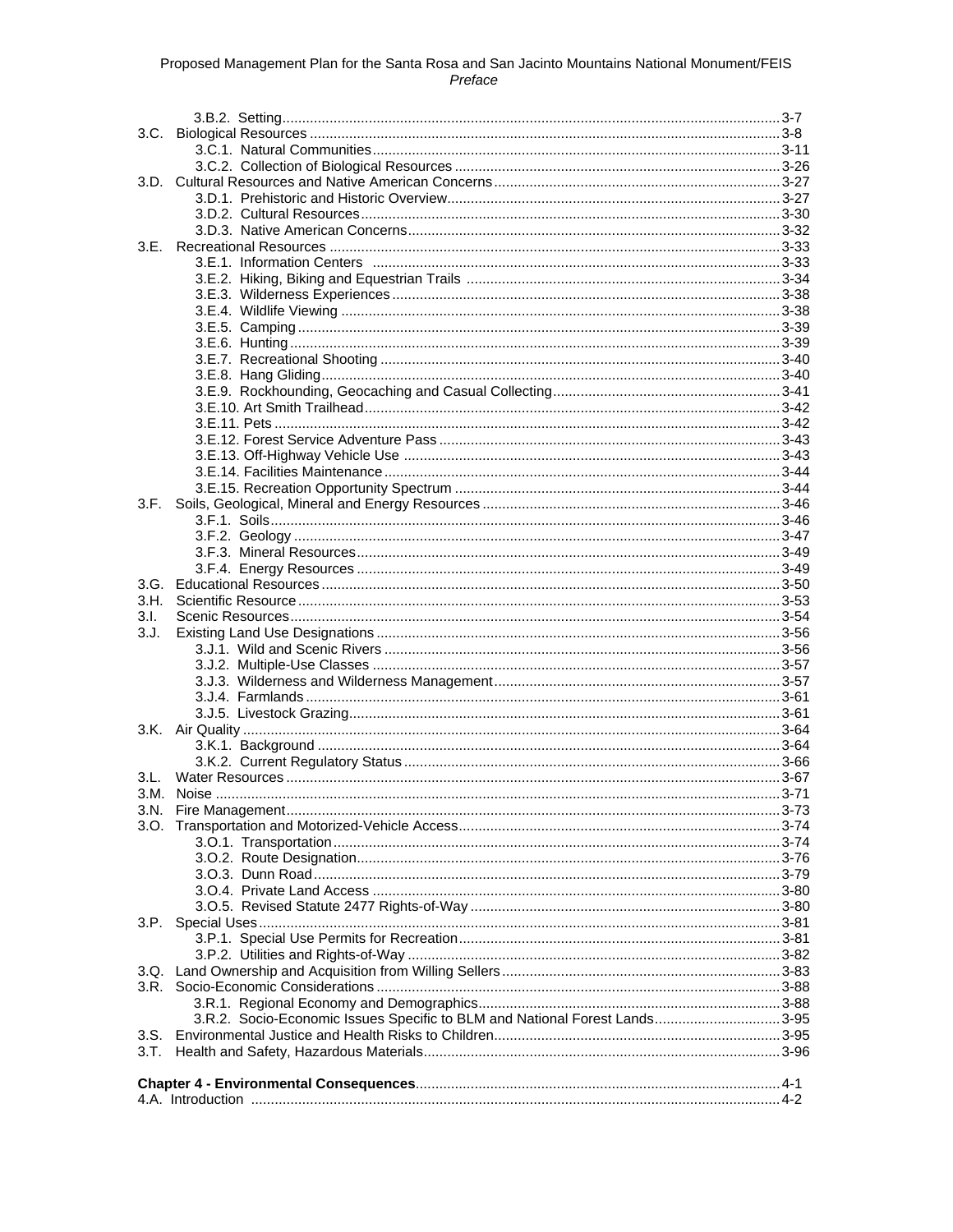3.B.2. Setting .......... 3-7

3.C. Biological Resources .......... 3-8

- 3.C.1. Natural Communities .......... 3-11
- 3.C.2. Collection of Biological Resources .......... 3-26

3.D. Cultural Resources and Native American Concerns .......... 3-27

- 3.D.1. Prehistoric and Historic Overview .......... 3-27
- 3.D.2. Cultural Resources .......... 3-30
- 3.D.3. Native American Concerns .......... 3-32

3.E. Recreational Resources .......... 3-33

- 3.E.1. Information Centers .......... 3-33
- 3.E.2. Hiking, Biking and Equestrian Trails .......... 3-34
- 3.E.3. Wilderness Experiences .......... 3-38
- 3.E.4. Wildlife Viewing .......... 3-38
- 3.E.5. Camping .......... 3-39
- 3.E.6. Hunting .......... 3-39
- 3.E.7. Recreational Shooting .......... 3-40
- 3.E.8. Hang Gliding .......... 3-40
- 3.E.9. Rockhounding, Geocaching and Casual Collecting .......... 3-41
- 3.E.10. Art Smith Trailhead .......... 3-42
- 3.E.11. Pets .......... 3-42
- 3.E.12. Forest Service Adventure Pass .......... 3-43
- 3.E.13. Off-Highway Vehicle Use .......... 3-43
- 3.E.14. Facilities Maintenance .......... 3-44
- 3.E.15. Recreation Opportunity Spectrum .......... 3-44

3.F. Soils, Geological, Mineral and Energy Resources .......... 3-46

- 3.F.1. Soils .......... 3-46
- 3.F.2. Geology .......... 3-47
- 3.F.3. Mineral Resources .......... 3-49
- 3.F.4. Energy Resources .......... 3-49

3.G. Educational Resources .......... 3-50

3.H. Scientific Resource .......... 3-53

3.I. Scenic Resources .......... 3-54

3.J. Existing Land Use Designations .......... 3-56

- 3.J.1. Wild and Scenic Rivers .......... 3-56
- 3.J.2. Multiple-Use Classes .......... 3-57
- 3.J.3. Wilderness and Wilderness Management .......... 3-57
- 3.J.4. Farmlands .......... 3-61
- 3.J.5. Livestock Grazing .......... 3-61

3.K. Air Quality .......... 3-64

- 3.K.1. Background .......... 3-64
- 3.K.2. Current Regulatory Status .......... 3-66

3.L. Water Resources .......... 3-67

3.M. Noise .......... 3-71

3.N. Fire Management .......... 3-73

3.O. Transportation and Motorized-Vehicle Access .......... 3-74

- 3.O.1. Transportation .......... 3-74
- 3.O.2. Route Designation .......... 3-76
- 3.O.3. Dunn Road .......... 3-79
- 3.O.4. Private Land Access .......... 3-80
- 3.O.5. Revised Statute 2477 Rights-of-Way .......... 3-80

3.P. Special Uses .......... 3-81

- 3.P.1. Special Use Permits for Recreation .......... 3-81
- 3.P.2. Utilities and Rights-of-Way .......... 3-82

3.Q. Land Ownership and Acquisition from Willing Sellers .......... 3-83

3.R. Socio-Economic Considerations .......... 3-88

- 3.R.1. Regional Economy and Demographics .......... 3-88
- 3.R.2. Socio-Economic Issues Specific to BLM and National Forest Lands .......... 3-95

3.S. Environmental Justice and Health Risks to Children .......... 3-95

3.T. Health and Safety, Hazardous Materials .......... 3-96

**Chapter 4 - Environmental Consequences** .......... 4-1

4.A. Introduction .......... 4-2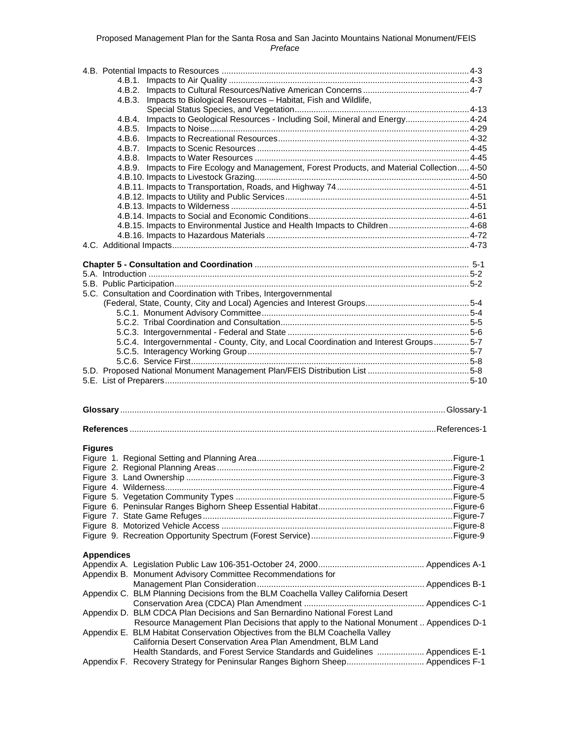4.B. Potential Impacts to Resources ........................................................................................................4-3
- 4.B.1. Impacts to Air Quality .....................................................................................................4-3
- 4.B.2. Impacts to Cultural Resources/Native American Concerns ............................................4-7
- 4.B.3. Impacts to Biological Resources – Habitat, Fish and Wildlife, Special Status Species, and Vegetation.........................................................................4-13
- 4.B.4. Impacts to Geological Resources - Including Soil, Mineral and Energy...........................4-24
- 4.B.5. Impacts to Noise.............................................................................................................4-29
- 4.B.6. Impacts to Recreational Resources................................................................................4-32
- 4.B.7. Impacts to Scenic Resources.........................................................................................4-45
- 4.B.8. Impacts to Water Resources ..........................................................................................4-45
- 4.B.9. Impacts to Fire Ecology and Management, Forest Products, and Material Collection.....4-50
- 4.B.10. Impacts to Livestock Grazing..........................................................................................4-50
- 4.B.11. Impacts to Transportation, Roads, and Highway 74........................................................4-51
- 4.B.12. Impacts to Utility and Public Services.............................................................................4-51
- 4.B.13. Impacts to Wilderness ....................................................................................................4-51
- 4.B.14. Impacts to Social and Economic Conditions....................................................................4-61
- 4.B.15. Impacts to Environmental Justice and Health Impacts to Children..................................4-68
- 4.B.16. Impacts to Hazardous Materials .....................................................................................4-72

4.C. Additional Impacts.............................................................................................................................4-73

**Chapter 5 - Consultation and Coordination** .......................................................................................... 5-1

5.A. Introduction .......................................................................................................................................5-2

5.B. Public Participation............................................................................................................................5-2

5.C. Consultation and Coordination with Tribes, Intergovernmental (Federal, State, County, City and Local) Agencies and Interest Groups............................................5-4
- 5.C.1. Monument Advisory Committee.......................................................................................5-4
- 5.C.2. Tribal Coordination and Consultation................................................................................5-5
- 5.C.3. Intergovernmental - Federal and State ............................................................................5-6
- 5.C.4. Intergovernmental - County, City, and Local Coordination and Interest Groups...............5-7
- 5.C.5. Interagency Working Group.............................................................................................5-7
- 5.C.6. Service First.....................................................................................................................5-8

5.D. Proposed National Monument Management Plan/FEIS Distribution List ...........................................5-8

5.E. List of Preparers...............................................................................................................................5-10

**Glossary**.........................................................................................................................Glossary-1

**References** .................................................................................................................References-1

**Figures**

Figure 1. Regional Setting and Planning Area..................................................................................Figure-1
Figure 2. Regional Planning Areas...................................................................................................Figure-2
Figure 3. Land Ownership ................................................................................................................Figure-3
Figure 4. Wilderness.........................................................................................................................Figure-4
Figure 5. Vegetation Community Types ...........................................................................................Figure-5
Figure 6. Peninsular Ranges Bighorn Sheep Essential Habitat.........................................................Figure-6
Figure 7. State Game Refuges.........................................................................................................Figure-7
Figure 8. Motorized Vehicle Access .................................................................................................Figure-8
Figure 9. Recreation Opportunity Spectrum (Forest Service)...........................................................Figure-9

**Appendices**

Appendix A. Legislation Public Law 106-351-October 24, 2000............................................ Appendices A-1

Appendix B. Monument Advisory Committee Recommendations for Management Plan Consideration...................................................................... Appendices B-1

Appendix C. BLM Planning Decisions from the BLM Coachella Valley California Desert Conservation Area (CDCA) Plan Amendment .................................................. Appendices C-1

Appendix D. BLM CDCA Plan Decisions and San Bernardino National Forest Land Resource Management Plan Decisions that apply to the National Monument .. Appendices D-1

Appendix E. BLM Habitat Conservation Objectives from the BLM Coachella Valley California Desert Conservation Area Plan Amendment, BLM Land Health Standards, and Forest Service Standards and Guidelines .................... Appendices E-1

Appendix F. Recovery Strategy for Peninsular Ranges Bighorn Sheep................................ Appendices F-1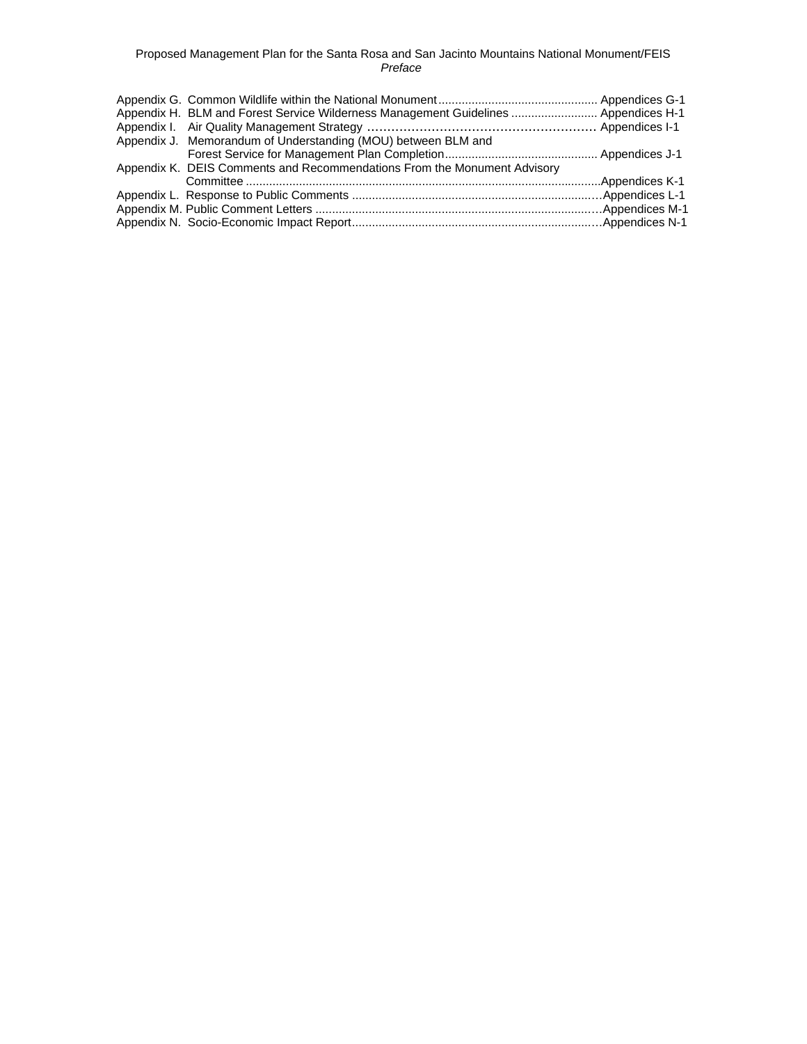Appendix G. Common Wildlife within the National Monument ................................................ Appendices G-1
Appendix H. BLM and Forest Service Wilderness Management Guidelines .......................... Appendices H-1
Appendix I. Air Quality Management Strategy ........................................................ Appendices I-1
Appendix J. Memorandum of Understanding (MOU) between BLM and Forest Service for Management Plan Completion............................................. Appendices J-1
Appendix K. DEIS Comments and Recommendations From the Monument Advisory Committee ..........................................................................................................Appendices K-1
Appendix L. Response to Public Comments ...........................................................................Appendices L-1
Appendix M. Public Comment Letters .....................................................................................Appendices M-1
Appendix N. Socio-Economic Impact Report..........................................................................Appendices N-1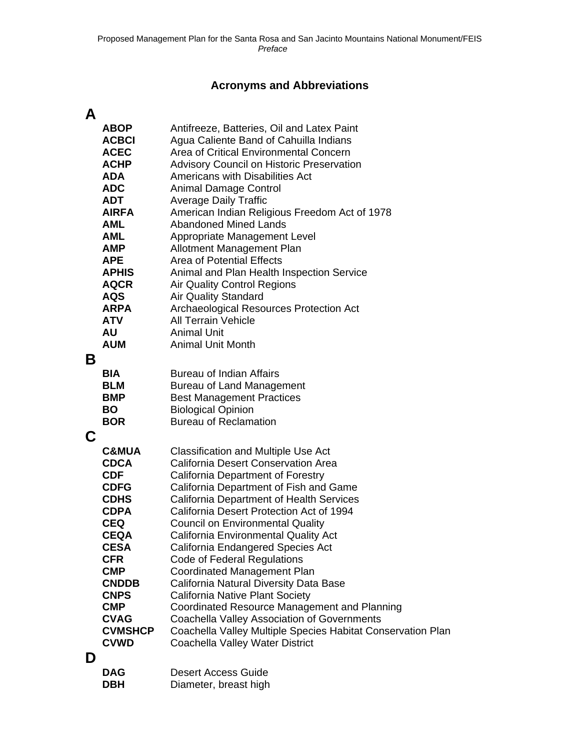## Acronyms and Abbreviations

### A

| | |
|---|---|
| **ABOP** | Antifreeze, Batteries, Oil and Latex Paint |
| **ACBCI** | Agua Caliente Band of Cahuilla Indians |
| **ACEC** | Area of Critical Environmental Concern |
| **ACHP** | Advisory Council on Historic Preservation |
| **ADA** | Americans with Disabilities Act |
| **ADC** | Animal Damage Control |
| **ADT** | Average Daily Traffic |
| **AIRFA** | American Indian Religious Freedom Act of 1978 |
| **AML** | Abandoned Mined Lands |
| **AML** | Appropriate Management Level |
| **AMP** | Allotment Management Plan |
| **APE** | Area of Potential Effects |
| **APHIS** | Animal and Plan Health Inspection Service |
| **AQCR** | Air Quality Control Regions |
| **AQS** | Air Quality Standard |
| **ARPA** | Archaeological Resources Protection Act |
| **ATV** | All Terrain Vehicle |
| **AU** | Animal Unit |
| **AUM** | Animal Unit Month |

### B

| | |
|---|---|
| **BIA** | Bureau of Indian Affairs |
| **BLM** | Bureau of Land Management |
| **BMP** | Best Management Practices |
| **BO** | Biological Opinion |
| **BOR** | Bureau of Reclamation |

### C

| | |
|---|---|
| **C&MUA** | Classification and Multiple Use Act |
| **CDCA** | California Desert Conservation Area |
| **CDF** | California Department of Forestry |
| **CDFG** | California Department of Fish and Game |
| **CDHS** | California Department of Health Services |
| **CDPA** | California Desert Protection Act of 1994 |
| **CEQ** | Council on Environmental Quality |
| **CEQA** | California Environmental Quality Act |
| **CESA** | California Endangered Species Act |
| **CFR** | Code of Federal Regulations |
| **CMP** | Coordinated Management Plan |
| **CNDDB** | California Natural Diversity Data Base |
| **CNPS** | California Native Plant Society |
| **CMP** | Coordinated Resource Management and Planning |
| **CVAG** | Coachella Valley Association of Governments |
| **CVMSHCP** | Coachella Valley Multiple Species Habitat Conservation Plan |
| **CVWD** | Coachella Valley Water District |

### D

| | |
|---|---|
| **DAG** | Desert Access Guide |
| **DBH** | Diameter, breast high |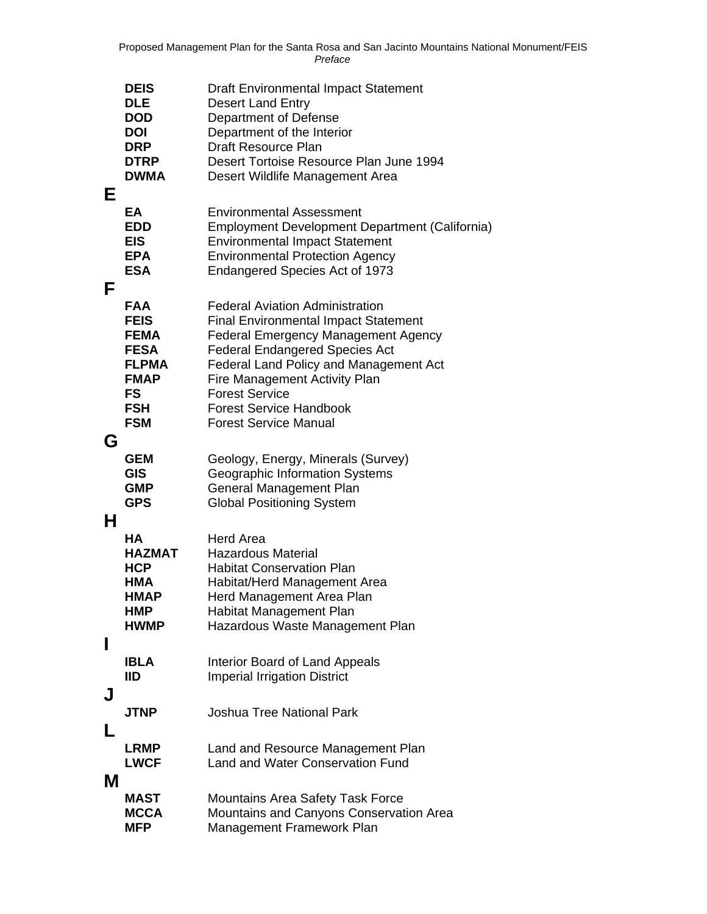| | |
|---|---|
| **DEIS** | Draft Environmental Impact Statement |
| **DLE** | Desert Land Entry |
| **DOD** | Department of Defense |
| **DOI** | Department of the Interior |
| **DRP** | Draft Resource Plan |
| **DTRP** | Desert Tortoise Resource Plan June 1994 |
| **DWMA** | Desert Wildlife Management Area |

## E

| | |
|---|---|
| **EA** | Environmental Assessment |
| **EDD** | Employment Development Department (California) |
| **EIS** | Environmental Impact Statement |
| **EPA** | Environmental Protection Agency |
| **ESA** | Endangered Species Act of 1973 |

## F

| | |
|---|---|
| **FAA** | Federal Aviation Administration |
| **FEIS** | Final Environmental Impact Statement |
| **FEMA** | Federal Emergency Management Agency |
| **FESA** | Federal Endangered Species Act |
| **FLPMA** | Federal Land Policy and Management Act |
| **FMAP** | Fire Management Activity Plan |
| **FS** | Forest Service |
| **FSH** | Forest Service Handbook |
| **FSM** | Forest Service Manual |

## G

| | |
|---|---|
| **GEM** | Geology, Energy, Minerals (Survey) |
| **GIS** | Geographic Information Systems |
| **GMP** | General Management Plan |
| **GPS** | Global Positioning System |

## H

| | |
|---|---|
| **HA** | Herd Area |
| **HAZMAT** | Hazardous Material |
| **HCP** | Habitat Conservation Plan |
| **HMA** | Habitat/Herd Management Area |
| **HMAP** | Herd Management Area Plan |
| **HMP** | Habitat Management Plan |
| **HWMP** | Hazardous Waste Management Plan |

## I

| | |
|---|---|
| **IBLA** | Interior Board of Land Appeals |
| **IID** | Imperial Irrigation District |

## J

| | |
|---|---|
| **JTNP** | Joshua Tree National Park |

## L

| | |
|---|---|
| **LRMP** | Land and Resource Management Plan |
| **LWCF** | Land and Water Conservation Fund |

## M

| | |
|---|---|
| **MAST** | Mountains Area Safety Task Force |
| **MCCA** | Mountains and Canyons Conservation Area |
| **MFP** | Management Framework Plan |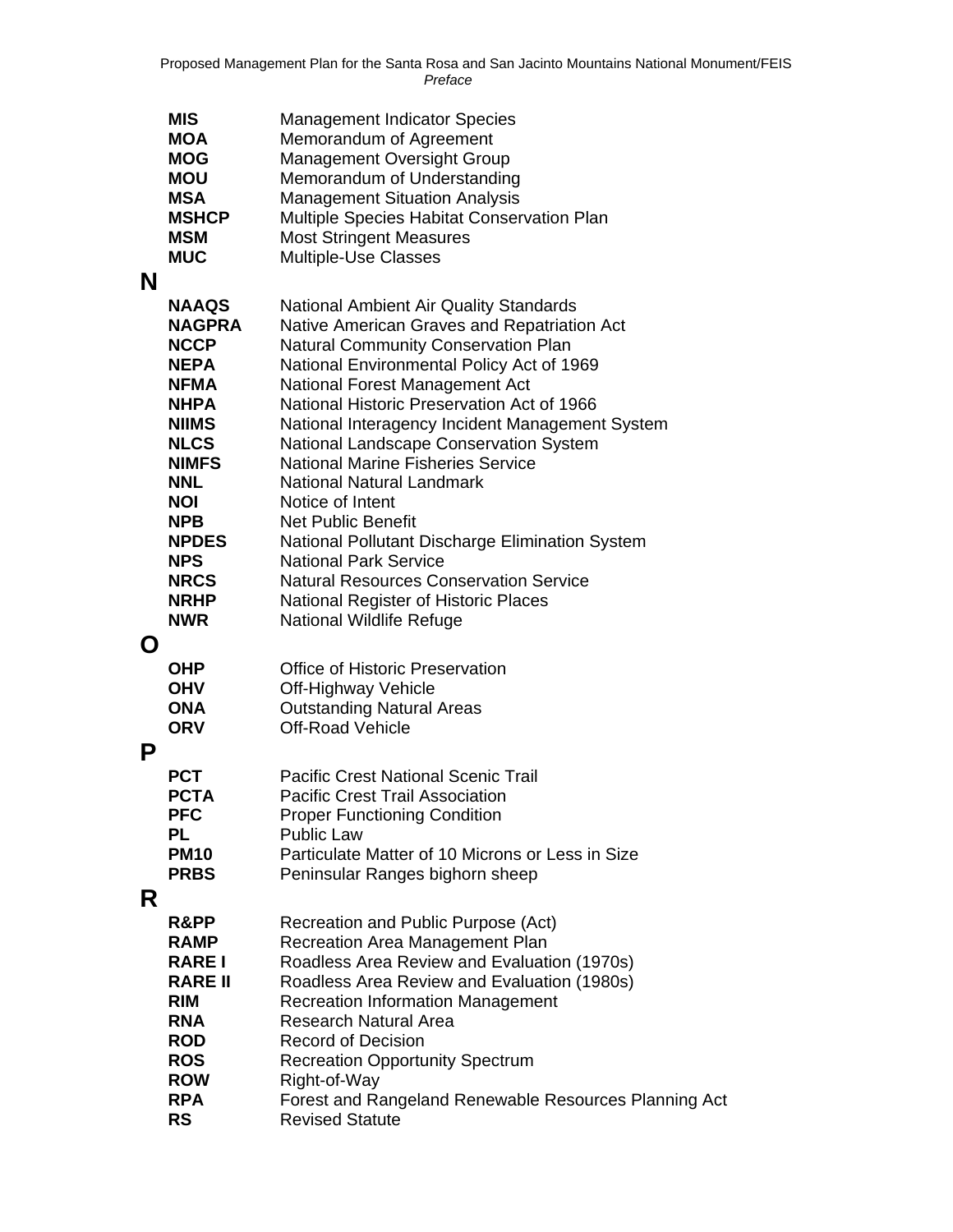| | |
|---|---|
| **MIS** | Management Indicator Species |
| **MOA** | Memorandum of Agreement |
| **MOG** | Management Oversight Group |
| **MOU** | Memorandum of Understanding |
| **MSA** | Management Situation Analysis |
| **MSHCP** | Multiple Species Habitat Conservation Plan |
| **MSM** | Most Stringent Measures |
| **MUC** | Multiple-Use Classes |

## N

| | |
|---|---|
| **NAAQS** | National Ambient Air Quality Standards |
| **NAGPRA** | Native American Graves and Repatriation Act |
| **NCCP** | Natural Community Conservation Plan |
| **NEPA** | National Environmental Policy Act of 1969 |
| **NFMA** | National Forest Management Act |
| **NHPA** | National Historic Preservation Act of 1966 |
| **NIIMS** | National Interagency Incident Management System |
| **NLCS** | National Landscape Conservation System |
| **NIMFS** | National Marine Fisheries Service |
| **NNL** | National Natural Landmark |
| **NOI** | Notice of Intent |
| **NPB** | Net Public Benefit |
| **NPDES** | National Pollutant Discharge Elimination System |
| **NPS** | National Park Service |
| **NRCS** | Natural Resources Conservation Service |
| **NRHP** | National Register of Historic Places |
| **NWR** | National Wildlife Refuge |

## O

| | |
|---|---|
| **OHP** | Office of Historic Preservation |
| **OHV** | Off-Highway Vehicle |
| **ONA** | Outstanding Natural Areas |
| **ORV** | Off-Road Vehicle |

## P

| | |
|---|---|
| **PCT** | Pacific Crest National Scenic Trail |
| **PCTA** | Pacific Crest Trail Association |
| **PFC** | Proper Functioning Condition |
| **PL** | Public Law |
| **PM10** | Particulate Matter of 10 Microns or Less in Size |
| **PRBS** | Peninsular Ranges bighorn sheep |

## R

| | |
|---|---|
| **R&PP** | Recreation and Public Purpose (Act) |
| **RAMP** | Recreation Area Management Plan |
| **RARE I** | Roadless Area Review and Evaluation (1970s) |
| **RARE II** | Roadless Area Review and Evaluation (1980s) |
| **RIM** | Recreation Information Management |
| **RNA** | Research Natural Area |
| **ROD** | Record of Decision |
| **ROS** | Recreation Opportunity Spectrum |
| **ROW** | Right-of-Way |
| **RPA** | Forest and Rangeland Renewable Resources Planning Act |
| **RS** | Revised Statute |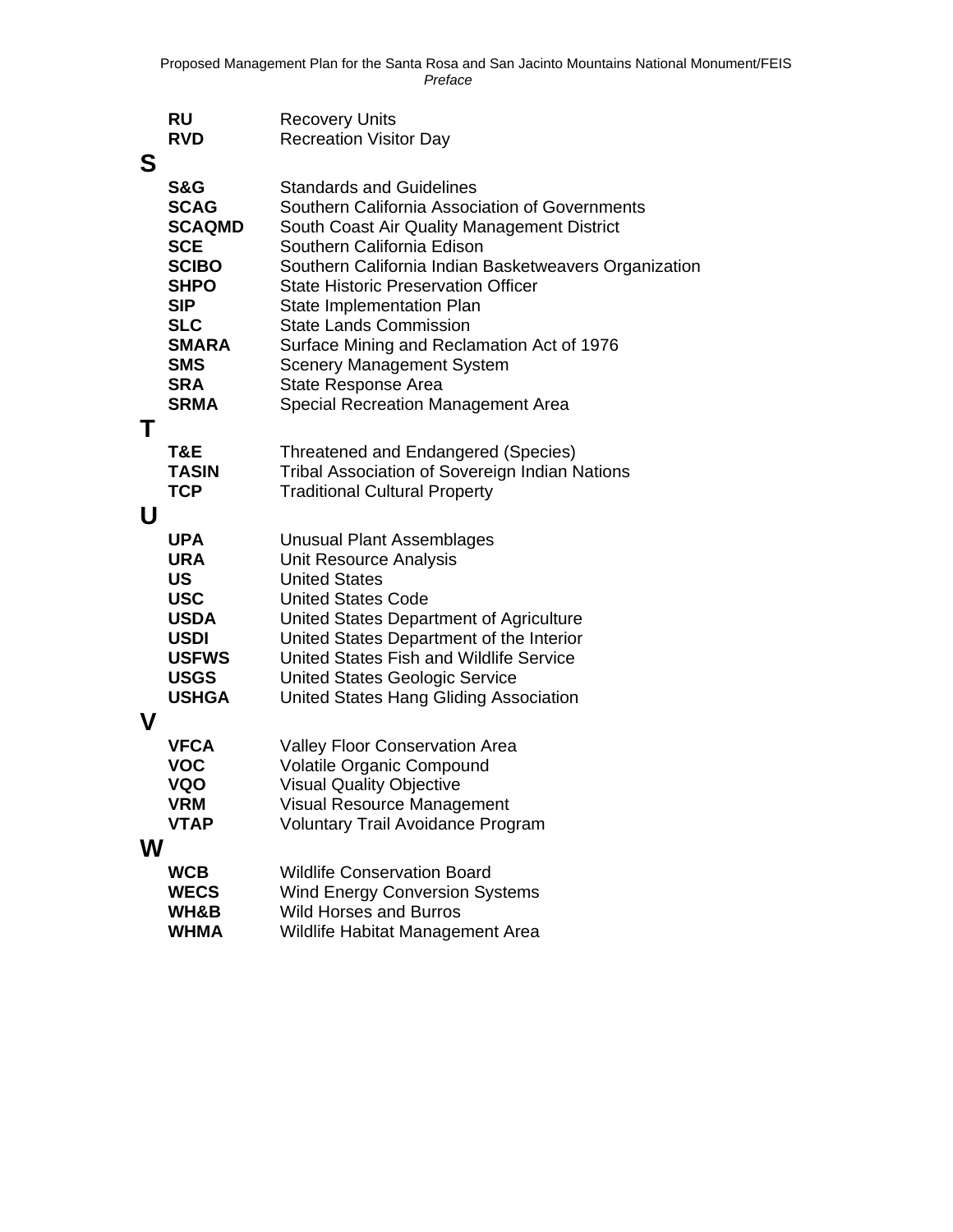| | |
|---|---|
| **RU** | Recovery Units |
| **RVD** | Recreation Visitor Day |

## S

| | |
|---|---|
| **S&G** | Standards and Guidelines |
| **SCAG** | Southern California Association of Governments |
| **SCAQMD** | South Coast Air Quality Management District |
| **SCE** | Southern California Edison |
| **SCIBO** | Southern California Indian Basketweavers Organization |
| **SHPO** | State Historic Preservation Officer |
| **SIP** | State Implementation Plan |
| **SLC** | State Lands Commission |
| **SMARA** | Surface Mining and Reclamation Act of 1976 |
| **SMS** | Scenery Management System |
| **SRA** | State Response Area |
| **SRMA** | Special Recreation Management Area |

## T

| | |
|---|---|
| **T&E** | Threatened and Endangered (Species) |
| **TASIN** | Tribal Association of Sovereign Indian Nations |
| **TCP** | Traditional Cultural Property |

## U

| | |
|---|---|
| **UPA** | Unusual Plant Assemblages |
| **URA** | Unit Resource Analysis |
| **US** | United States |
| **USC** | United States Code |
| **USDA** | United States Department of Agriculture |
| **USDI** | United States Department of the Interior |
| **USFWS** | United States Fish and Wildlife Service |
| **USGS** | United States Geologic Service |
| **USHGA** | United States Hang Gliding Association |

## V

| | |
|---|---|
| **VFCA** | Valley Floor Conservation Area |
| **VOC** | Volatile Organic Compound |
| **VQO** | Visual Quality Objective |
| **VRM** | Visual Resource Management |
| **VTAP** | Voluntary Trail Avoidance Program |

## W

| | |
|---|---|
| **WCB** | Wildlife Conservation Board |
| **WECS** | Wind Energy Conversion Systems |
| **WH&B** | Wild Horses and Burros |
| **WHMA** | Wildlife Habitat Management Area |